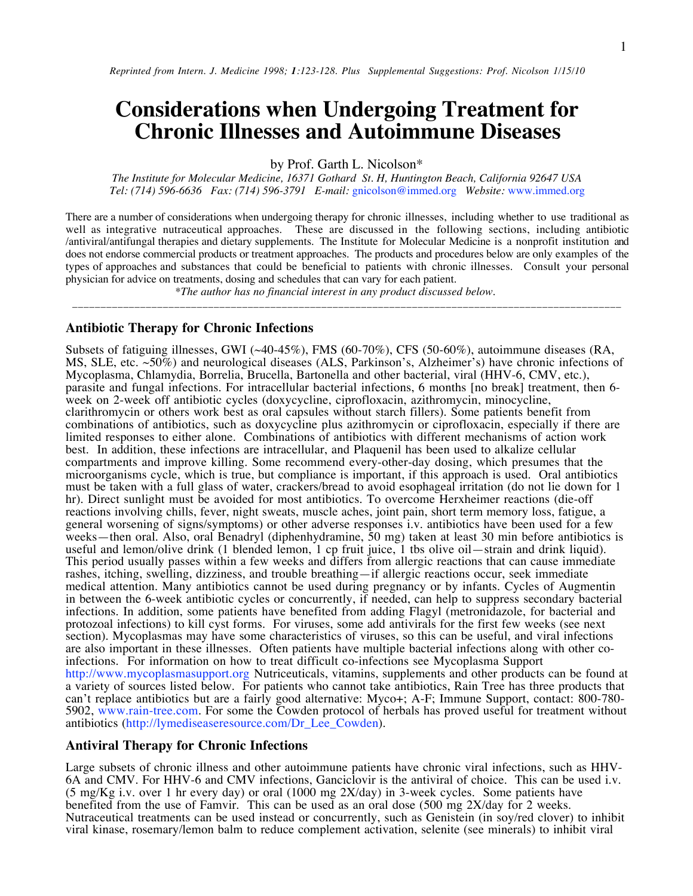*Reprinted from Intern. J. Medicine 1998; 1:123-128. Plus Supplemental Suggestions: Prof. Nicolson 1/15/10*

# Considerations when Undergoing Treatment for Chronic Illnesses and Autoimmune Diseases

by Prof. Garth L. Nicolson*

*The Institute for Molecular Medicine, 16371 Gothard St. H, Huntington Beach, California 92647 USA*
*Tel: (714) 596-6636 Fax: (714) 596-3791 E-mail:* gnicolson@immed.org *Website:* www.immed.org

There are a number of considerations when undergoing therapy for chronic illnesses, including whether to use traditional as well as integrative nutraceutical approaches. These are discussed in the following sections, including antibiotic /antiviral/antifungal therapies and dietary supplements. The Institute for Molecular Medicine is a nonprofit institution and does not endorse commercial products or treatment approaches. The products and procedures below are only examples of the types of approaches and substances that could be beneficial to patients with chronic illnesses. Consult your personal physician for advice on treatments, dosing and schedules that can vary for each patient.

*\*The author has no financial interest in any product discussed below.*

---

## Antibiotic Therapy for Chronic Infections

Subsets of fatiguing illnesses, GWI (~40-45%), FMS (60-70%), CFS (50-60%), autoimmune diseases (RA, MS, SLE, etc. ~50%) and neurological diseases (ALS, Parkinson's, Alzheimer's) have chronic infections of Mycoplasma, Chlamydia, Borrelia, Brucella, Bartonella and other bacterial, viral (HHV-6, CMV, etc.), parasite and fungal infections. For intracellular bacterial infections, 6 months [no break] treatment, then 6-week on 2-week off antibiotic cycles (doxycycline, ciprofloxacin, azithromycin, minocycline, clarithromycin or others work best as oral capsules without starch fillers). Some patients benefit from combinations of antibiotics, such as doxycycline plus azithromycin or ciprofloxacin, especially if there are limited responses to either alone. Combinations of antibiotics with different mechanisms of action work best. In addition, these infections are intracellular, and Plaquenil has been used to alkalize cellular compartments and improve killing. Some recommend every-other-day dosing, which presumes that the microorganisms cycle, which is true, but compliance is important, if this approach is used. Oral antibiotics must be taken with a full glass of water, crackers/bread to avoid esophageal irritation (do not lie down for 1 hr). Direct sunlight must be avoided for most antibiotics. To overcome Herxheimer reactions (die-off reactions involving chills, fever, night sweats, muscle aches, joint pain, short term memory loss, fatigue, a general worsening of signs/symptoms) or other adverse responses i.v. antibiotics have been used for a few weeks—then oral. Also, oral Benadryl (diphenhydramine, 50 mg) taken at least 30 min before antibiotics is useful and lemon/olive drink (1 blended lemon, 1 cp fruit juice, 1 tbs olive oil—strain and drink liquid). This period usually passes within a few weeks and differs from allergic reactions that can cause immediate rashes, itching, swelling, dizziness, and trouble breathing—if allergic reactions occur, seek immediate medical attention. Many antibiotics cannot be used during pregnancy or by infants. Cycles of Augmentin in between the 6-week antibiotic cycles or concurrently, if needed, can help to suppress secondary bacterial infections. In addition, some patients have benefited from adding Flagyl (metronidazole, for bacterial and protozoal infections) to kill cyst forms. For viruses, some add antivirals for the first few weeks (see next section). Mycoplasmas may have some characteristics of viruses, so this can be useful, and viral infections are also important in these illnesses. Often patients have multiple bacterial infections along with other co-infections. For information on how to treat difficult co-infections see Mycoplasma Support http://www.mycoplasmasupport.org Nutriceuticals, vitamins, supplements and other products can be found at a variety of sources listed below. For patients who cannot take antibiotics, Rain Tree has three products that can't replace antibiotics but are a fairly good alternative: Myco+; A-F; Immune Support, contact: 800-780-5902, www.rain-tree.com. For some the Cowden protocol of herbals has proved useful for treatment without antibiotics (http://lymediseaseresource.com/Dr_Lee_Cowden).

## Antiviral Therapy for Chronic Infections

Large subsets of chronic illness and other autoimmune patients have chronic viral infections, such as HHV-6A and CMV. For HHV-6 and CMV infections, Ganciclovir is the antiviral of choice. This can be used i.v. (5 mg/Kg i.v. over 1 hr every day) or oral (1000 mg 2X/day) in 3-week cycles. Some patients have benefited from the use of Famvir. This can be used as an oral dose (500 mg 2X/day for 2 weeks. Nutraceutical treatments can be used instead or concurrently, such as Genistein (in soy/red clover) to inhibit viral kinase, rosemary/lemon balm to reduce complement activation, selenite (see minerals) to inhibit viral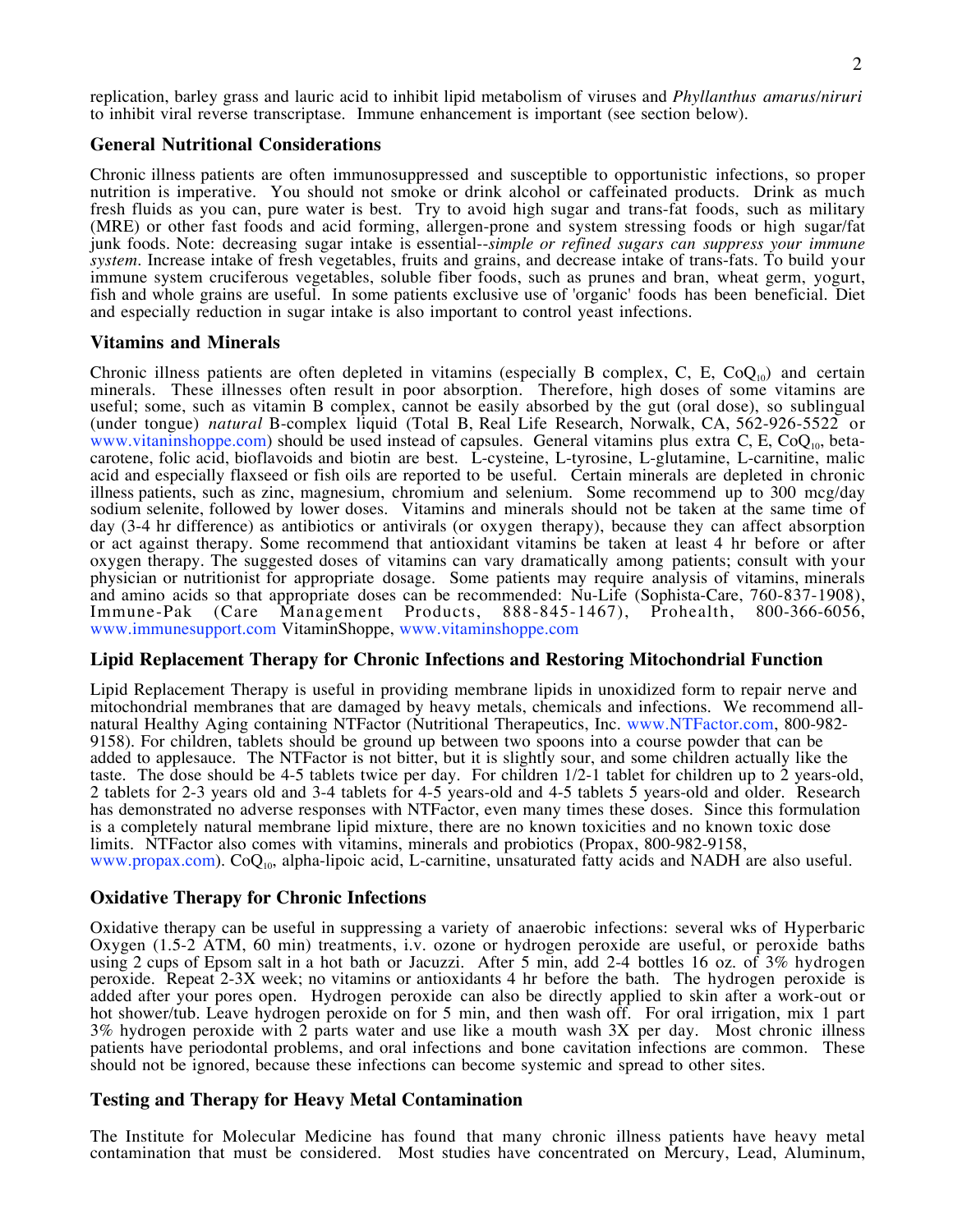replication, barley grass and lauric acid to inhibit lipid metabolism of viruses and *Phyllanthus amarus/niruri* to inhibit viral reverse transcriptase. Immune enhancement is important (see section below).

### General Nutritional Considerations

Chronic illness patients are often immunosuppressed and susceptible to opportunistic infections, so proper nutrition is imperative. You should not smoke or drink alcohol or caffeinated products. Drink as much fresh fluids as you can, pure water is best. Try to avoid high sugar and trans-fat foods, such as military (MRE) or other fast foods and acid forming, allergen-prone and system stressing foods or high sugar/fat junk foods. Note: decreasing sugar intake is essential--*simple or refined sugars can suppress your immune system*. Increase intake of fresh vegetables, fruits and grains, and decrease intake of trans-fats. To build your immune system cruciferous vegetables, soluble fiber foods, such as prunes and bran, wheat germ, yogurt, fish and whole grains are useful. In some patients exclusive use of 'organic' foods has been beneficial. Diet and especially reduction in sugar intake is also important to control yeast infections.

### Vitamins and Minerals

Chronic illness patients are often depleted in vitamins (especially B complex, C, E, $CoQ_{10}$) and certain minerals. These illnesses often result in poor absorption. Therefore, high doses of some vitamins are useful; some, such as vitamin B complex, cannot be easily absorbed by the gut (oral dose), so sublingual (under tongue) *natural* B-complex liquid (Total B, Real Life Research, Norwalk, CA, 562-926-5522 or www.vitaninshoppe.com) should be used instead of capsules. General vitamins plus extra C, E, $CoQ_{10}$, beta-carotene, folic acid, bioflavoids and biotin are best. L-cysteine, L-tyrosine, L-glutamine, L-carnitine, malic acid and especially flaxseed or fish oils are reported to be useful. Certain minerals are depleted in chronic illness patients, such as zinc, magnesium, chromium and selenium. Some recommend up to 300 mcg/day sodium selenite, followed by lower doses. Vitamins and minerals should not be taken at the same time of day (3-4 hr difference) as antibiotics or antivirals (or oxygen therapy), because they can affect absorption or act against therapy. Some recommend that antioxidant vitamins be taken at least 4 hr before or after oxygen therapy. The suggested doses of vitamins can vary dramatically among patients; consult with your physician or nutritionist for appropriate dosage. Some patients may require analysis of vitamins, minerals and amino acids so that appropriate doses can be recommended: Nu-Life (Sophista-Care, 760-837-1908), Immune-Pak (Care Management Products, 888-845-1467), Prohealth, 800-366-6056, www.immunesupport.com VitaminShoppe, www.vitaminshoppe.com

### Lipid Replacement Therapy for Chronic Infections and Restoring Mitochondrial Function

Lipid Replacement Therapy is useful in providing membrane lipids in unoxidized form to repair nerve and mitochondrial membranes that are damaged by heavy metals, chemicals and infections. We recommend all-natural Healthy Aging containing NTFactor (Nutritional Therapeutics, Inc. www.NTFactor.com, 800-982-9158). For children, tablets should be ground up between two spoons into a course powder that can be added to applesauce. The NTFactor is not bitter, but it is slightly sour, and some children actually like the taste. The dose should be 4-5 tablets twice per day. For children 1/2-1 tablet for children up to 2 years-old, 2 tablets for 2-3 years old and 3-4 tablets for 4-5 years-old and 4-5 tablets 5 years-old and older. Research has demonstrated no adverse responses with NTFactor, even many times these doses. Since this formulation is a completely natural membrane lipid mixture, there are no known toxicities and no known toxic dose limits. NTFactor also comes with vitamins, minerals and probiotics (Propax, 800-982-9158, www.propax.com). $CoQ_{10}$, alpha-lipoic acid, L-carnitine, unsaturated fatty acids and NADH are also useful.

### Oxidative Therapy for Chronic Infections

Oxidative therapy can be useful in suppressing a variety of anaerobic infections: several wks of Hyperbaric Oxygen (1.5-2 ATM, 60 min) treatments, i.v. ozone or hydrogen peroxide are useful, or peroxide baths using 2 cups of Epsom salt in a hot bath or Jacuzzi. After 5 min, add 2-4 bottles 16 oz. of 3% hydrogen peroxide. Repeat 2-3X week; no vitamins or antioxidants 4 hr before the bath. The hydrogen peroxide is added after your pores open. Hydrogen peroxide can also be directly applied to skin after a work-out or hot shower/tub. Leave hydrogen peroxide on for 5 min, and then wash off. For oral irrigation, mix 1 part 3% hydrogen peroxide with 2 parts water and use like a mouth wash 3X per day. Most chronic illness patients have periodontal problems, and oral infections and bone cavitation infections are common. These should not be ignored, because these infections can become systemic and spread to other sites.

### Testing and Therapy for Heavy Metal Contamination

The Institute for Molecular Medicine has found that many chronic illness patients have heavy metal contamination that must be considered. Most studies have concentrated on Mercury, Lead, Aluminum,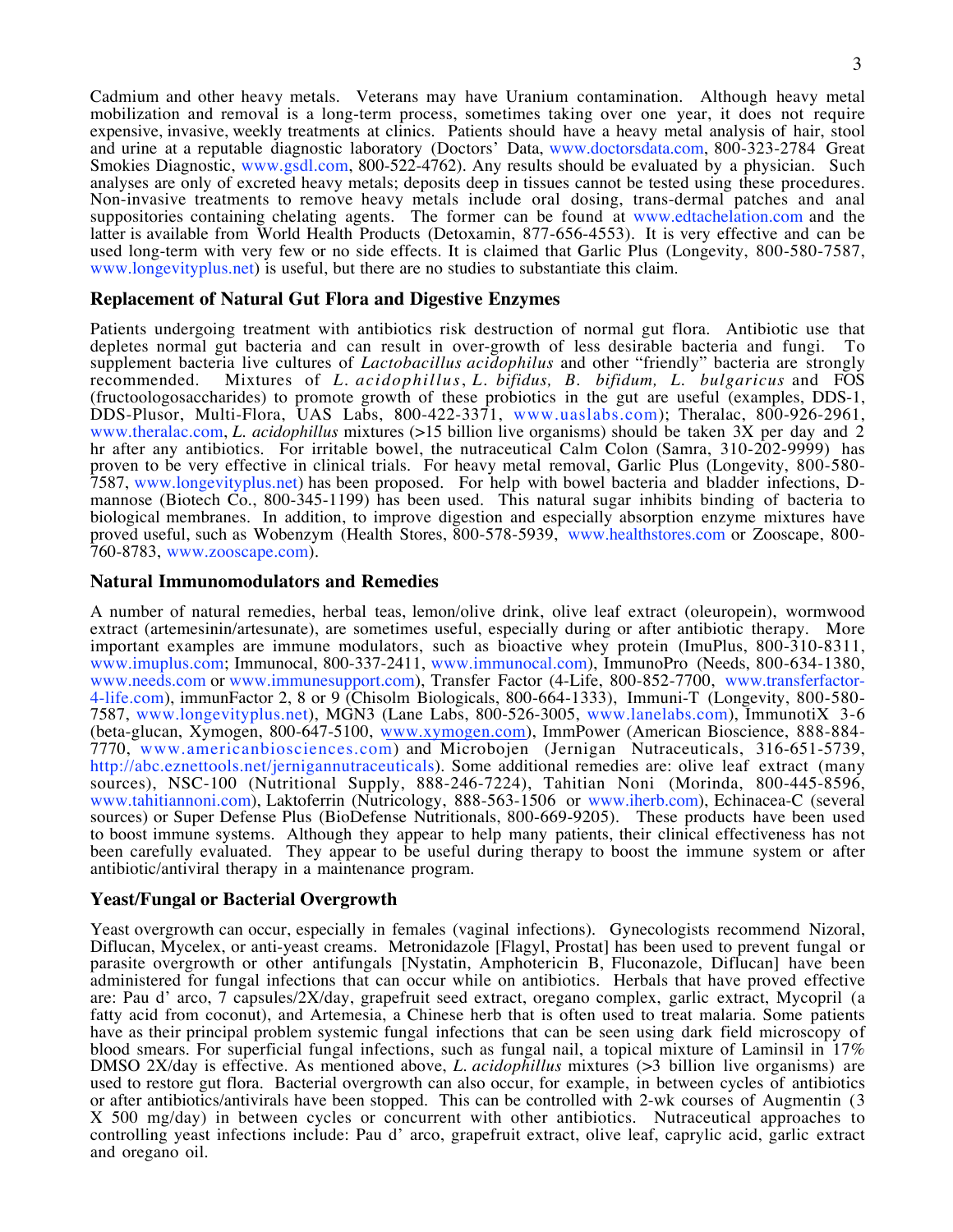Cadmium and other heavy metals. Veterans may have Uranium contamination. Although heavy metal mobilization and removal is a long-term process, sometimes taking over one year, it does not require expensive, invasive, weekly treatments at clinics. Patients should have a heavy metal analysis of hair, stool and urine at a reputable diagnostic laboratory (Doctors' Data, www.doctorsdata.com, 800-323-2784 Great Smokies Diagnostic, www.gsdl.com, 800-522-4762). Any results should be evaluated by a physician. Such analyses are only of excreted heavy metals; deposits deep in tissues cannot be tested using these procedures. Non-invasive treatments to remove heavy metals include oral dosing, trans-dermal patches and anal suppositories containing chelating agents. The former can be found at www.edtachelation.com and the latter is available from World Health Products (Detoxamin, 877-656-4553). It is very effective and can be used long-term with very few or no side effects. It is claimed that Garlic Plus (Longevity, 800-580-7587, www.longevityplus.net) is useful, but there are no studies to substantiate this claim.

### Replacement of Natural Gut Flora and Digestive Enzymes

Patients undergoing treatment with antibiotics risk destruction of normal gut flora. Antibiotic use that depletes normal gut bacteria and can result in over-growth of less desirable bacteria and fungi. To supplement bacteria live cultures of *Lactobacillus acidophilus* and other "friendly" bacteria are strongly recommended. Mixtures of *L. acidophillus*, *L. bifidus, B. bifidum, L. bulgaricus* and FOS (fructoologosaccharides) to promote growth of these probiotics in the gut are useful (examples, DDS-1, DDS-Plusor, Multi-Flora, UAS Labs, 800-422-3371, www.uaslabs.com); Theralac, 800-926-2961, www.theralac.com, *L. acidophillus* mixtures (>15 billion live organisms) should be taken 3X per day and 2 hr after any antibiotics. For irritable bowel, the nutraceutical Calm Colon (Samra, 310-202-9999) has proven to be very effective in clinical trials. For heavy metal removal, Garlic Plus (Longevity, 800-580-7587, www.longevityplus.net) has been proposed. For help with bowel bacteria and bladder infections, D-mannose (Biotech Co., 800-345-1199) has been used. This natural sugar inhibits binding of bacteria to biological membranes. In addition, to improve digestion and especially absorption enzyme mixtures have proved useful, such as Wobenzym (Health Stores, 800-578-5939, www.healthstores.com or Zooscape, 800-760-8783, www.zooscape.com).

### Natural Immunomodulators and Remedies

A number of natural remedies, herbal teas, lemon/olive drink, olive leaf extract (oleuropein), wormwood extract (artemesinin/artesunate), are sometimes useful, especially during or after antibiotic therapy. More important examples are immune modulators, such as bioactive whey protein (ImuPlus, 800-310-8311, www.imuplus.com; Immunocal, 800-337-2411, www.immunocal.com), ImmunoPro (Needs, 800-634-1380, www.needs.com or www.immunesupport.com), Transfer Factor (4-Life, 800-852-7700, www.transferfactor-4-life.com), immunFactor 2, 8 or 9 (Chisolm Biologicals, 800-664-1333), Immuni-T (Longevity, 800-580-7587, www.longevityplus.net), MGN3 (Lane Labs, 800-526-3005, www.lanelabs.com), ImmunotiX 3-6 (beta-glucan, Xymogen, 800-647-5100, www.xymogen.com), ImmPower (American Bioscience, 888-884-7770, www.americanbiosciences.com) and Microbojen (Jernigan Nutraceuticals, 316-651-5739, http://abc.eznettools.net/jernigannutraceuticals). Some additional remedies are: olive leaf extract (many sources), NSC-100 (Nutritional Supply, 888-246-7224), Tahitian Noni (Morinda, 800-445-8596, www.tahitiannoni.com), Laktoferrin (Nutricology, 888-563-1506 or www.iherb.com), Echinacea-C (several sources) or Super Defense Plus (BioDefense Nutritionals, 800-669-9205). These products have been used to boost immune systems. Although they appear to help many patients, their clinical effectiveness has not been carefully evaluated. They appear to be useful during therapy to boost the immune system or after antibiotic/antiviral therapy in a maintenance program.

### Yeast/Fungal or Bacterial Overgrowth

Yeast overgrowth can occur, especially in females (vaginal infections). Gynecologists recommend Nizoral, Diflucan, Mycelex, or anti-yeast creams. Metronidazole [Flagyl, Prostat] has been used to prevent fungal or parasite overgrowth or other antifungals [Nystatin, Amphotericin B, Fluconazole, Diflucan] have been administered for fungal infections that can occur while on antibiotics. Herbals that have proved effective are: Pau d' arco, 7 capsules/2X/day, grapefruit seed extract, oregano complex, garlic extract, Mycopril (a fatty acid from coconut), and Artemesia, a Chinese herb that is often used to treat malaria. Some patients have as their principal problem systemic fungal infections that can be seen using dark field microscopy of blood smears. For superficial fungal infections, such as fungal nail, a topical mixture of Laminsil in 17% DMSO 2X/day is effective. As mentioned above, *L. acidophillus* mixtures (>3 billion live organisms) are used to restore gut flora. Bacterial overgrowth can also occur, for example, in between cycles of antibiotics or after antibiotics/antivirals have been stopped. This can be controlled with 2-wk courses of Augmentin (3 X 500 mg/day) in between cycles or concurrent with other antibiotics. Nutraceutical approaches to controlling yeast infections include: Pau d' arco, grapefruit extract, olive leaf, caprylic acid, garlic extract and oregano oil.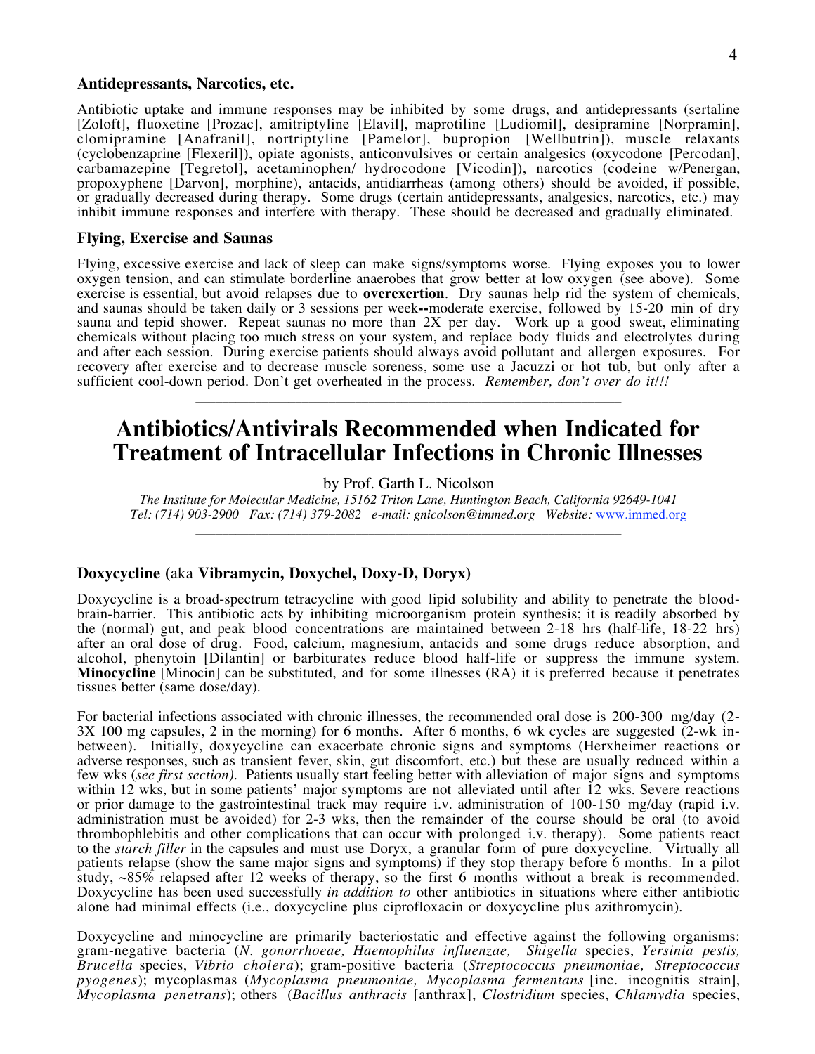### Antidepressants, Narcotics, etc.

Antibiotic uptake and immune responses may be inhibited by some drugs, and antidepressants (sertaline [Zoloft], fluoxetine [Prozac], amitriptyline [Elavil], maprotiline [Ludiomil], desipramine [Norpramin], clomipramine [Anafranil], nortriptyline [Pamelor], bupropion [Wellbutrin]), muscle relaxants (cyclobenzaprine [Flexeril]), opiate agonists, anticonvulsives or certain analgesics (oxycodone [Percodan], carbamazepine [Tegretol], acetaminophen/ hydrocodone [Vicodin]), narcotics (codeine w/Penergan, propoxyphene [Darvon], morphine), antacids, antidiarrheas (among others) should be avoided, if possible, or gradually decreased during therapy. Some drugs (certain antidepressants, analgesics, narcotics, etc.) may inhibit immune responses and interfere with therapy. These should be decreased and gradually eliminated.

### Flying, Exercise and Saunas

Flying, excessive exercise and lack of sleep can make signs/symptoms worse. Flying exposes you to lower oxygen tension, and can stimulate borderline anaerobes that grow better at low oxygen (see above). Some exercise is essential, but avoid relapses due to **overexertion**. Dry saunas help rid the system of chemicals, and saunas should be taken daily or 3 sessions per week**--**moderate exercise, followed by 15-20 min of dry sauna and tepid shower. Repeat saunas no more than 2X per day. Work up a good sweat, eliminating chemicals without placing too much stress on your system, and replace body fluids and electrolytes during and after each session. During exercise patients should always avoid pollutant and allergen exposures. For recovery after exercise and to decrease muscle soreness, some use a Jacuzzi or hot tub, but only after a sufficient cool-down period. Don't get overheated in the process. *Remember, don't over do it!!!*

---

# Antibiotics/Antivirals Recommended when Indicated for Treatment of Intracellular Infections in Chronic Illnesses

by Prof. Garth L. Nicolson

*The Institute for Molecular Medicine, 15162 Triton Lane, Huntington Beach, California 92649-1041*
*Tel: (714) 903-2900 Fax: (714) 379-2082 e-mail: gnicolson@immed.org Website:* www.immed.org

---

### Doxycycline (aka Vibramycin, Doxychel, Doxy-D, Doryx)

Doxycycline is a broad-spectrum tetracycline with good lipid solubility and ability to penetrate the blood-brain-barrier. This antibiotic acts by inhibiting microorganism protein synthesis; it is readily absorbed by the (normal) gut, and peak blood concentrations are maintained between 2-18 hrs (half-life, 18-22 hrs) after an oral dose of drug. Food, calcium, magnesium, antacids and some drugs reduce absorption, and alcohol, phenytoin [Dilantin] or barbiturates reduce blood half-life or suppress the immune system. **Minocycline** [Minocin] can be substituted, and for some illnesses (RA) it is preferred because it penetrates tissues better (same dose/day).

For bacterial infections associated with chronic illnesses, the recommended oral dose is 200-300 mg/day (2-3X 100 mg capsules, 2 in the morning) for 6 months. After 6 months, 6 wk cycles are suggested (2-wk in-between). Initially, doxycycline can exacerbate chronic signs and symptoms (Herxheimer reactions or adverse responses, such as transient fever, skin, gut discomfort, etc.) but these are usually reduced within a few wks (*see first section)*. Patients usually start feeling better with alleviation of major signs and symptoms within 12 wks, but in some patients' major symptoms are not alleviated until after 12 wks. Severe reactions or prior damage to the gastrointestinal track may require i.v. administration of 100-150 mg/day (rapid i.v. administration must be avoided) for 2-3 wks, then the remainder of the course should be oral (to avoid thrombophlebitis and other complications that can occur with prolonged i.v. therapy). Some patients react to the *starch filler* in the capsules and must use Doryx, a granular form of pure doxycycline. Virtually all patients relapse (show the same major signs and symptoms) if they stop therapy before 6 months. In a pilot study, ~85% relapsed after 12 weeks of therapy, so the first 6 months without a break is recommended. Doxycycline has been used successfully *in addition to* other antibiotics in situations where either antibiotic alone had minimal effects (i.e., doxycycline plus ciprofloxacin or doxycycline plus azithromycin).

Doxycycline and minocycline are primarily bacteriostatic and effective against the following organisms: gram-negative bacteria (*N. gonorrhoeae, Haemophilus influenzae, Shigella* species, *Yersinia pestis, Brucella* species, *Vibrio cholera*); gram-positive bacteria (*Streptococcus pneumoniae, Streptococcus pyogenes*); mycoplasmas (*Mycoplasma pneumoniae, Mycoplasma fermentans* [inc. incognitis strain], *Mycoplasma penetrans*); others (*Bacillus anthracis* [anthrax], *Clostridium* species, *Chlamydia* species,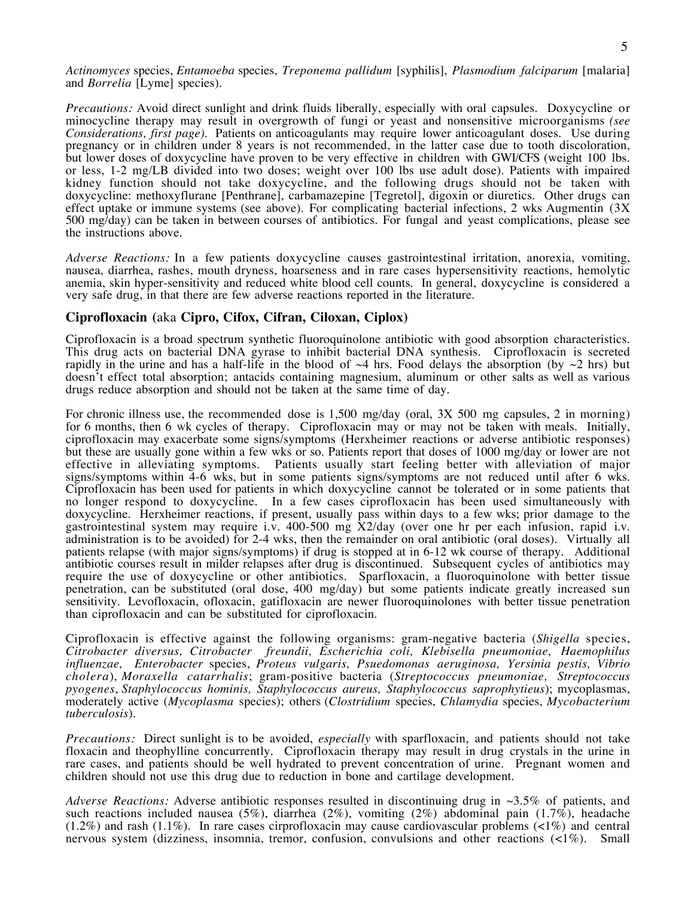*Actinomyces* species, *Entamoeba* species, *Treponema pallidum* [syphilis], *Plasmodium falciparum* [malaria] and *Borrelia* [Lyme] species).

*Precautions:* Avoid direct sunlight and drink fluids liberally, especially with oral capsules. Doxycycline or minocycline therapy may result in overgrowth of fungi or yeast and nonsensitive microorganisms *(see Considerations, first page)*. Patients on anticoagulants may require lower anticoagulant doses. Use during pregnancy or in children under 8 years is not recommended, in the latter case due to tooth discoloration, but lower doses of doxycycline have proven to be very effective in children with GWI/CFS (weight 100 lbs. or less, 1-2 mg/LB divided into two doses; weight over 100 lbs use adult dose). Patients with impaired kidney function should not take doxycycline, and the following drugs should not be taken with doxycycline: methoxyflurane [Penthrane], carbamazepine [Tegretol], digoxin or diuretics. Other drugs can effect uptake or immune systems (see above). For complicating bacterial infections, 2 wks Augmentin (3X 500 mg/day) can be taken in between courses of antibiotics. For fungal and yeast complications, please see the instructions above.

*Adverse Reactions:* In a few patients doxycycline causes gastrointestinal irritation, anorexia, vomiting, nausea, diarrhea, rashes, mouth dryness, hoarseness and in rare cases hypersensitivity reactions, hemolytic anemia, skin hyper-sensitivity and reduced white blood cell counts. In general, doxycycline is considered a very safe drug, in that there are few adverse reactions reported in the literature.

### Ciprofloxacin (aka Cipro, Cifox, Cifran, Ciloxan, Ciplox)

Ciprofloxacin is a broad spectrum synthetic fluoroquinolone antibiotic with good absorption characteristics. This drug acts on bacterial DNA gyrase to inhibit bacterial DNA synthesis. Ciprofloxacin is secreted rapidly in the urine and has a half-life in the blood of ~4 hrs. Food delays the absorption (by ~2 hrs) but doesn't effect total absorption; antacids containing magnesium, aluminum or other salts as well as various drugs reduce absorption and should not be taken at the same time of day.

For chronic illness use, the recommended dose is 1,500 mg/day (oral, 3X 500 mg capsules, 2 in morning) for 6 months, then 6 wk cycles of therapy. Ciprofloxacin may or may not be taken with meals. Initially, ciprofloxacin may exacerbate some signs/symptoms (Herxheimer reactions or adverse antibiotic responses) but these are usually gone within a few wks or so. Patients report that doses of 1000 mg/day or lower are not effective in alleviating symptoms. Patients usually start feeling better with alleviation of major signs/symptoms within 4-6 wks, but in some patients signs/symptoms are not reduced until after 6 wks. Ciprofloxacin has been used for patients in which doxycycline cannot be tolerated or in some patients that no longer respond to doxycycline. In a few cases ciprofloxacin has been used simultaneously with doxycycline. Herxheimer reactions, if present, usually pass within days to a few wks; prior damage to the gastrointestinal system may require i.v. 400-500 mg X2/day (over one hr per each infusion, rapid i.v. administration is to be avoided) for 2-4 wks, then the remainder on oral antibiotic (oral doses). Virtually all patients relapse (with major signs/symptoms) if drug is stopped at in 6-12 wk course of therapy. Additional antibiotic courses result in milder relapses after drug is discontinued. Subsequent cycles of antibiotics may require the use of doxycycline or other antibiotics. Sparfloxacin, a fluoroquinolone with better tissue penetration, can be substituted (oral dose, 400 mg/day) but some patients indicate greatly increased sun sensitivity. Levofloxacin, ofloxacin, gatifloxacin are newer fluoroquinolones with better tissue penetration than ciprofloxacin and can be substituted for ciprofloxacin.

Ciprofloxacin is effective against the following organisms: gram-negative bacteria (*Shigella* species, *Citrobacter diversus, Citrobacter freundii, Escherichia coli, Klebisella pneumoniae, Haemophilus influenzae, Enterobacter* species, *Proteus vulgaris, Psuedomonas aeruginosa, Yersinia pestis, Vibrio cholera*), *Moraxella catarrhalis*; gram-positive bacteria (*Streptococcus pneumoniae, Streptococcus pyogenes*, *Staphylococcus hominis, Staphylococcus aureus, Staphylococcus saprophytieus*); mycoplasmas, moderately active (*Mycoplasma* species); others (*Clostridium* species, *Chlamydia* species, *Mycobacterium tuberculosis*).

*Precautions:* Direct sunlight is to be avoided, *especially* with sparfloxacin, and patients should not take floxacin and theophylline concurrently. Ciprofloxacin therapy may result in drug crystals in the urine in rare cases, and patients should be well hydrated to prevent concentration of urine. Pregnant women and children should not use this drug due to reduction in bone and cartilage development.

*Adverse Reactions:* Adverse antibiotic responses resulted in discontinuing drug in ~3.5% of patients, and such reactions included nausea (5%), diarrhea (2%), vomiting (2%) abdominal pain (1.7%), headache (1.2%) and rash (1.1%). In rare cases cirprofloxacin may cause cardiovascular problems (<1%) and central nervous system (dizziness, insomnia, tremor, confusion, convulsions and other reactions (<1%). Small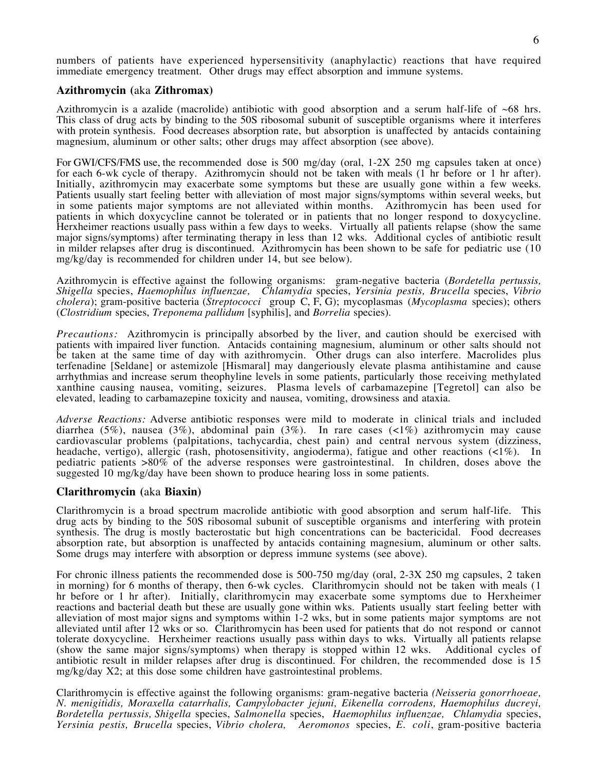numbers of patients have experienced hypersensitivity (anaphylactic) reactions that have required immediate emergency treatment. Other drugs may effect absorption and immune systems.

### Azithromycin (aka Zithromax)

Azithromycin is a azalide (macrolide) antibiotic with good absorption and a serum half-life of ~68 hrs. This class of drug acts by binding to the 50S ribosomal subunit of susceptible organisms where it interferes with protein synthesis. Food decreases absorption rate, but absorption is unaffected by antacids containing magnesium, aluminum or other salts; other drugs may affect absorption (see above).

For GWI/CFS/FMS use, the recommended dose is 500 mg/day (oral, 1-2X 250 mg capsules taken at once) for each 6-wk cycle of therapy. Azithromycin should not be taken with meals (1 hr before or 1 hr after). Initially, azithromycin may exacerbate some symptoms but these are usually gone within a few weeks. Patients usually start feeling better with alleviation of most major signs/symptoms within several weeks, but in some patients major symptoms are not alleviated within months. Azithromycin has been used for patients in which doxycycline cannot be tolerated or in patients that no longer respond to doxycycline. Herxheimer reactions usually pass within a few days to weeks. Virtually all patients relapse (show the same major signs/symptoms) after terminating therapy in less than 12 wks. Additional cycles of antibiotic result in milder relapses after drug is discontinued. Azithromycin has been shown to be safe for pediatric use (10 mg/kg/day is recommended for children under 14, but see below).

Azithromycin is effective against the following organisms: gram-negative bacteria (*Bordetella pertussis, Shigella* species, *Haemophilus influenzae, Chlamydia* species, *Yersinia pestis, Brucella* species, *Vibrio cholera*); gram-positive bacteria (*Streptococci* group C, F, G); mycoplasmas (*Mycoplasma* species); others (*Clostridium* species, *Treponema pallidum* [syphilis], and *Borrelia* species).

*Precautions:* Azithromycin is principally absorbed by the liver, and caution should be exercised with patients with impaired liver function. Antacids containing magnesium, aluminum or other salts should not be taken at the same time of day with azithromycin. Other drugs can also interfere. Macrolides plus terfenadine [Seldane] or astemizole [Hismaral] may dangeriously elevate plasma antihistamine and cause arrhythmias and increase serum theophyline levels in some patients, particularly those receiving methylated xanthine causing nausea, vomiting, seizures. Plasma levels of carbamazepine [Tegretol] can also be elevated, leading to carbamazepine toxicity and nausea, vomiting, drowsiness and ataxia.

*Adverse Reactions:* Adverse antibiotic responses were mild to moderate in clinical trials and included diarrhea (5%), nausea (3%), abdominal pain (3%). In rare cases (<1%) azithromycin may cause cardiovascular problems (palpitations, tachycardia, chest pain) and central nervous system (dizziness, headache, vertigo), allergic (rash, photosensitivity, angioderma), fatigue and other reactions (<1%). In pediatric patients >80% of the adverse responses were gastrointestinal. In children, doses above the suggested 10 mg/kg/day have been shown to produce hearing loss in some patients.

### Clarithromycin (aka Biaxin)

Clarithromycin is a broad spectrum macrolide antibiotic with good absorption and serum half-life. This drug acts by binding to the 50S ribosomal subunit of susceptible organisms and interfering with protein synthesis. The drug is mostly bacterostatic but high concentrations can be bactericidal. Food decreases absorption rate, but absorption is unaffected by antacids containing magnesium, aluminum or other salts. Some drugs may interfere with absorption or depress immune systems (see above).

For chronic illness patients the recommended dose is 500-750 mg/day (oral, 2-3X 250 mg capsules, 2 taken in morning) for 6 months of therapy, then 6-wk cycles. Clarithromycin should not be taken with meals (1 hr before or 1 hr after). Initially, clarithromycin may exacerbate some symptoms due to Herxheimer reactions and bacterial death but these are usually gone within wks. Patients usually start feeling better with alleviation of most major signs and symptoms within 1-2 wks, but in some patients major symptoms are not alleviated until after 12 wks or so. Clarithromycin has been used for patients that do not respond or cannot tolerate doxycycline. Herxheimer reactions usually pass within days to wks. Virtually all patients relapse (show the same major signs/symptoms) when therapy is stopped within 12 wks. Additional cycles of antibiotic result in milder relapses after drug is discontinued. For children, the recommended dose is 15 mg/kg/day X2; at this dose some children have gastrointestinal problems.

Clarithromycin is effective against the following organisms: gram-negative bacteria *(Neisseria gonorrhoeae, N. menigitidis, Moraxella catarrhalis, Campylobacter jejuni, Eikenella corrodens, Haemophilus ducreyi, Bordetella pertussis, Shigella* species, *Salmonella* species, *Haemophilus influenzae, Chlamydia* species, *Yersinia pestis, Brucella* species, *Vibrio cholera, Aeromonos* species, *E. coli*, gram-positive bacteria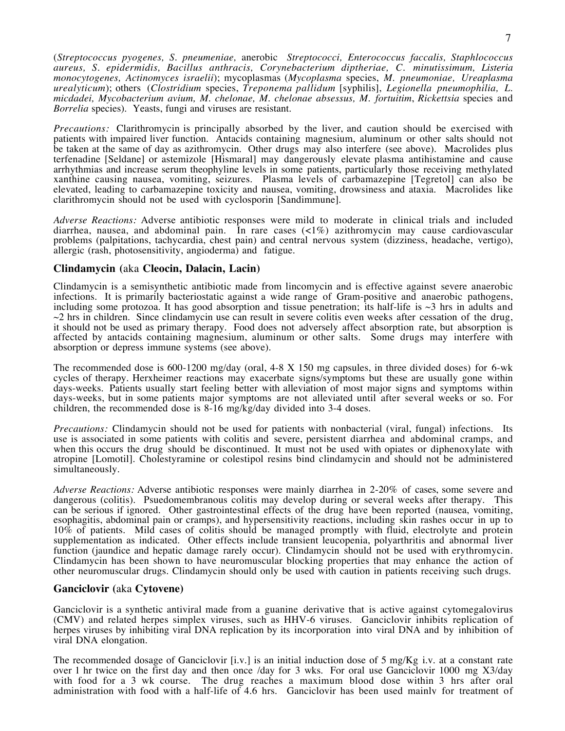(*Streptococcus pyogenes, S. pneumeniae,* anerobic *Streptococci, Enterococcus faccalis, Staphlococcus aureus, S. epidermidis, Bacillus anthracis, Corynebacterium diptheriae, C. minutissimum, Listeria monocytogenes, Actinomyces israelii*); mycoplasmas (*Mycoplasma* species, *M. pneumoniae, Ureaplasma urealyticum*); others (*Clostridium* species, *Treponema pallidum* [syphilis], *Legionella pneumophilia, L. micdadei, Mycobacterium avium, M. chelonae, M. chelonae absessus, M. fortuitim*, *Rickettsia* species and *Borrelia* species). Yeasts, fungi and viruses are resistant.

*Precautions:* Clarithromycin is principally absorbed by the liver, and caution should be exercised with patients with impaired liver function. Antacids containing magnesium, aluminum or other salts should not be taken at the same of day as azithromycin. Other drugs may also interfere (see above). Macrolides plus terfenadine [Seldane] or astemizole [Hismaral] may dangerously elevate plasma antihistamine and cause arrhythmias and increase serum theophyline levels in some patients, particularly those receiving methylated xanthine causing nausea, vomiting, seizures. Plasma levels of carbamazepine [Tegretol] can also be elevated, leading to carbamazepine toxicity and nausea, vomiting, drowsiness and ataxia. Macrolides like clarithromycin should not be used with cyclosporin [Sandimmune].

*Adverse Reactions:* Adverse antibiotic responses were mild to moderate in clinical trials and included diarrhea, nausea, and abdominal pain. In rare cases (<1%) azithromycin may cause cardiovascular problems (palpitations, tachycardia, chest pain) and central nervous system (dizziness, headache, vertigo), allergic (rash, photosensitivity, angioderma) and fatigue.

### Clindamycin (aka **Cleocin, Dalacin, Lacin**)

Clindamycin is a semisynthetic antibiotic made from lincomycin and is effective against severe anaerobic infections. It is primarily bacteriostatic against a wide range of Gram-positive and anaerobic pathogens, including some protozoa. It has good absorption and tissue penetration; its half-life is ~3 hrs in adults and ~2 hrs in children. Since clindamycin use can result in severe colitis even weeks after cessation of the drug, it should not be used as primary therapy. Food does not adversely affect absorption rate, but absorption is affected by antacids containing magnesium, aluminum or other salts. Some drugs may interfere with absorption or depress immune systems (see above).

The recommended dose is 600-1200 mg/day (oral, 4-8 X 150 mg capsules, in three divided doses) for 6-wk cycles of therapy. Herxheimer reactions may exacerbate signs/symptoms but these are usually gone within days-weeks. Patients usually start feeling better with alleviation of most major signs and symptoms within days-weeks, but in some patients major symptoms are not alleviated until after several weeks or so. For children, the recommended dose is 8-16 mg/kg/day divided into 3-4 doses.

*Precautions:* Clindamycin should not be used for patients with nonbacterial (viral, fungal) infections. Its use is associated in some patients with colitis and severe, persistent diarrhea and abdominal cramps, and when this occurs the drug should be discontinued. It must not be used with opiates or diphenoxylate with atropine [Lomotil]. Cholestyramine or colestipol resins bind clindamycin and should not be administered simultaneously.

*Adverse Reactions:* Adverse antibiotic responses were mainly diarrhea in 2-20% of cases, some severe and dangerous (colitis). Psuedomembranous colitis may develop during or several weeks after therapy. This can be serious if ignored. Other gastrointestinal effects of the drug have been reported (nausea, vomiting, esophagitis, abdominal pain or cramps), and hypersensitivity reactions, including skin rashes occur in up to 10% of patients. Mild cases of colitis should be managed promptly with fluid, electrolyte and protein supplementation as indicated. Other effects include transient leucopenia, polyarthritis and abnormal liver function (jaundice and hepatic damage rarely occur). Clindamycin should not be used with erythromycin. Clindamycin has been shown to have neuromuscular blocking properties that may enhance the action of other neuromuscular drugs. Clindamycin should only be used with caution in patients receiving such drugs.

### Ganciclovir (aka **Cytovene**)

Ganciclovir is a synthetic antiviral made from a guanine derivative that is active against cytomegalovirus (CMV) and related herpes simplex viruses, such as HHV-6 viruses. Ganciclovir inhibits replication of herpes viruses by inhibiting viral DNA replication by its incorporation into viral DNA and by inhibition of viral DNA elongation.

The recommended dosage of Ganciclovir [i.v.] is an initial induction dose of 5 mg/Kg i.v. at a constant rate over 1 hr twice on the first day and then once /day for 3 wks. For oral use Ganciclovir 1000 mg X3/day with food for a 3 wk course. The drug reaches a maximum blood dose within 3 hrs after oral administration with food with a half-life of 4.6 hrs. Ganciclovir has been used mainly for treatment of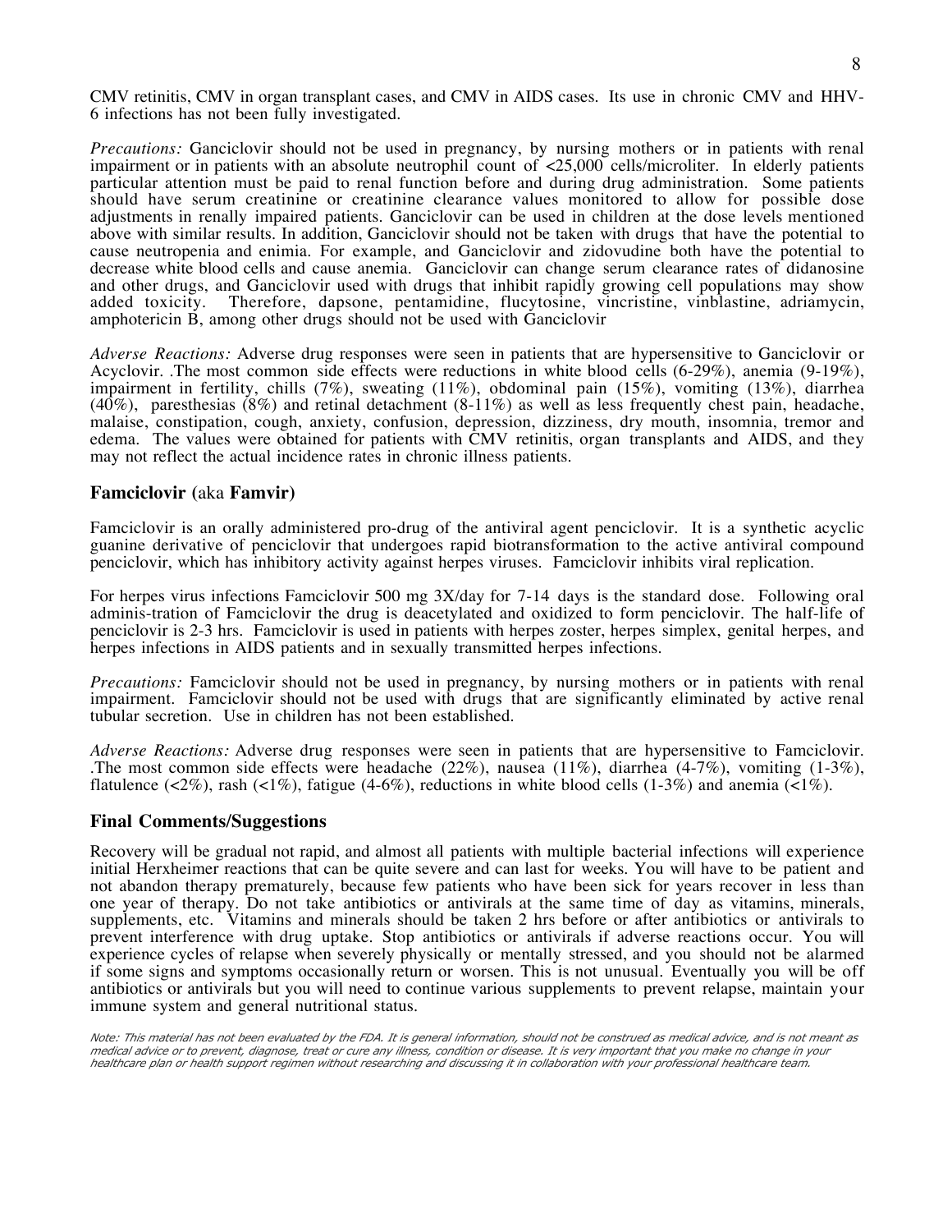CMV retinitis, CMV in organ transplant cases, and CMV in AIDS cases. Its use in chronic CMV and HHV-6 infections has not been fully investigated.

*Precautions:* Ganciclovir should not be used in pregnancy, by nursing mothers or in patients with renal impairment or in patients with an absolute neutrophil count of <25,000 cells/microliter. In elderly patients particular attention must be paid to renal function before and during drug administration. Some patients should have serum creatinine or creatinine clearance values monitored to allow for possible dose adjustments in renally impaired patients. Ganciclovir can be used in children at the dose levels mentioned above with similar results. In addition, Ganciclovir should not be taken with drugs that have the potential to cause neutropenia and enimia. For example, and Ganciclovir and zidovudine both have the potential to decrease white blood cells and cause anemia. Ganciclovir can change serum clearance rates of didanosine and other drugs, and Ganciclovir used with drugs that inhibit rapidly growing cell populations may show added toxicity. Therefore, dapsone, pentamidine, flucytosine, vincristine, vinblastine, adriamycin, amphotericin B, among other drugs should not be used with Ganciclovir

*Adverse Reactions:* Adverse drug responses were seen in patients that are hypersensitive to Ganciclovir or Acyclovir. .The most common side effects were reductions in white blood cells (6-29%), anemia (9-19%), impairment in fertility, chills (7%), sweating (11%), obdominal pain (15%), vomiting (13%), diarrhea (40%), paresthesias (8%) and retinal detachment (8-11%) as well as less frequently chest pain, headache, malaise, constipation, cough, anxiety, confusion, depression, dizziness, dry mouth, insomnia, tremor and edema. The values were obtained for patients with CMV retinitis, organ transplants and AIDS, and they may not reflect the actual incidence rates in chronic illness patients.

### Famciclovir (aka Famvir)

Famciclovir is an orally administered pro-drug of the antiviral agent penciclovir. It is a synthetic acyclic guanine derivative of penciclovir that undergoes rapid biotransformation to the active antiviral compound penciclovir, which has inhibitory activity against herpes viruses. Famciclovir inhibits viral replication.

For herpes virus infections Famciclovir 500 mg 3X/day for 7-14 days is the standard dose. Following oral adminis-tration of Famciclovir the drug is deacetylated and oxidized to form penciclovir. The half-life of penciclovir is 2-3 hrs. Famciclovir is used in patients with herpes zoster, herpes simplex, genital herpes, and herpes infections in AIDS patients and in sexually transmitted herpes infections.

*Precautions:* Famciclovir should not be used in pregnancy, by nursing mothers or in patients with renal impairment. Famciclovir should not be used with drugs that are significantly eliminated by active renal tubular secretion. Use in children has not been established.

*Adverse Reactions:* Adverse drug responses were seen in patients that are hypersensitive to Famciclovir. .The most common side effects were headache (22%), nausea (11%), diarrhea (4-7%), vomiting (1-3%), flatulence (<2%), rash (<1%), fatigue (4-6%), reductions in white blood cells (1-3%) and anemia (<1%).

### Final Comments/Suggestions

Recovery will be gradual not rapid, and almost all patients with multiple bacterial infections will experience initial Herxheimer reactions that can be quite severe and can last for weeks. You will have to be patient and not abandon therapy prematurely, because few patients who have been sick for years recover in less than one year of therapy. Do not take antibiotics or antivirals at the same time of day as vitamins, minerals, supplements, etc. Vitamins and minerals should be taken 2 hrs before or after antibiotics or antivirals to prevent interference with drug uptake. Stop antibiotics or antivirals if adverse reactions occur. You will experience cycles of relapse when severely physically or mentally stressed, and you should not be alarmed if some signs and symptoms occasionally return or worsen. This is not unusual. Eventually you will be off antibiotics or antivirals but you will need to continue various supplements to prevent relapse, maintain your immune system and general nutritional status.

*Note: This material has not been evaluated by the FDA. It is general information, should not be construed as medical advice, and is not meant as medical advice or to prevent, diagnose, treat or cure any illness, condition or disease. It is very important that you make no change in your healthcare plan or health support regimen without researching and discussing it in collaboration with your professional healthcare team.*